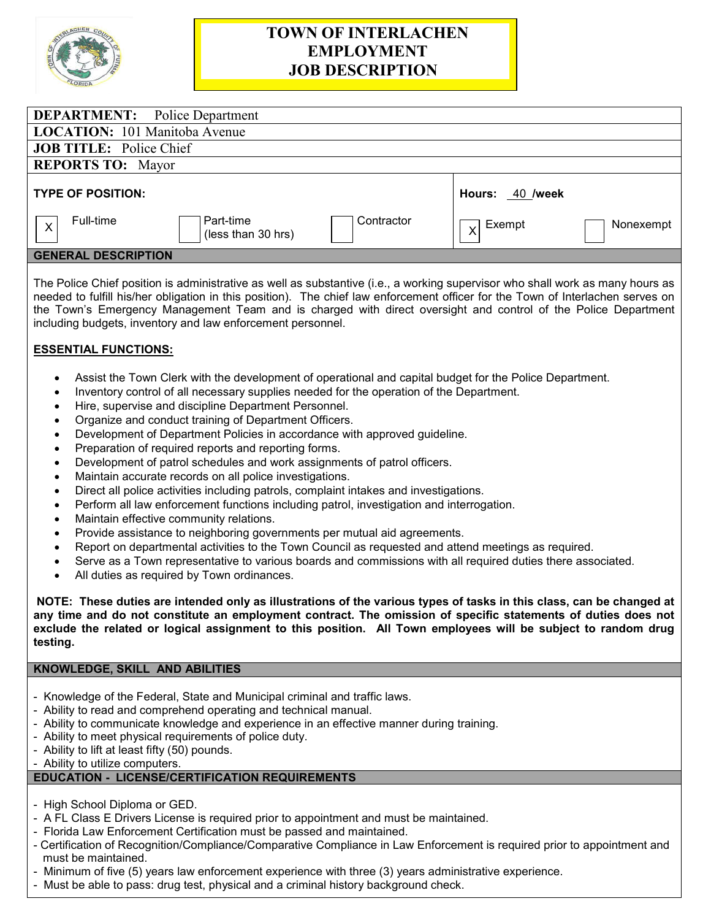# TOWN OF INTERLACHEN EMPLOYMENT JOB DESCRIPTION

**DEPARTMENT:** Police Department

**LOCATION:** 101 Manitoba Avenue

**JOB TITLE:** Police Chief

**REPORTS TO:** Mayor

| TYPE OF POSITION: | | | Hours: 40 /week | |
|---|---|---|---|---|
| [X] Full-time | [ ] Part-time (less than 30 hrs) | [ ] Contractor | [X] Exempt | [ ] Nonexempt |

## GENERAL DESCRIPTION

The Police Chief position is administrative as well as substantive (i.e., a working supervisor who shall work as many hours as needed to fulfill his/her obligation in this position). The chief law enforcement officer for the Town of Interlachen serves on the Town's Emergency Management Team and is charged with direct oversight and control of the Police Department including budgets, inventory and law enforcement personnel.

**ESSENTIAL FUNCTIONS:**

- Assist the Town Clerk with the development of operational and capital budget for the Police Department.
- Inventory control of all necessary supplies needed for the operation of the Department.
- Hire, supervise and discipline Department Personnel.
- Organize and conduct training of Department Officers.
- Development of Department Policies in accordance with approved guideline.
- Preparation of required reports and reporting forms.
- Development of patrol schedules and work assignments of patrol officers.
- Maintain accurate records on all police investigations.
- Direct all police activities including patrols, complaint intakes and investigations.
- Perform all law enforcement functions including patrol, investigation and interrogation.
- Maintain effective community relations.
- Provide assistance to neighboring governments per mutual aid agreements.
- Report on departmental activities to the Town Council as requested and attend meetings as required.
- Serve as a Town representative to various boards and commissions with all required duties there associated.
- All duties as required by Town ordinances.

**NOTE: These duties are intended only as illustrations of the various types of tasks in this class, can be changed at any time and do not constitute an employment contract. The omission of specific statements of duties does not exclude the related or logical assignment to this position. All Town employees will be subject to random drug testing.**

## KNOWLEDGE, SKILL AND ABILITIES

- Knowledge of the Federal, State and Municipal criminal and traffic laws.
- Ability to read and comprehend operating and technical manual.
- Ability to communicate knowledge and experience in an effective manner during training.
- Ability to meet physical requirements of police duty.
- Ability to lift at least fifty (50) pounds.
- Ability to utilize computers.

## EDUCATION - LICENSE/CERTIFICATION REQUIREMENTS

- High School Diploma or GED.
- A FL Class E Drivers License is required prior to appointment and must be maintained.
- Florida Law Enforcement Certification must be passed and maintained.
- Certification of Recognition/Compliance/Comparative Compliance in Law Enforcement is required prior to appointment and must be maintained.
- Minimum of five (5) years law enforcement experience with three (3) years administrative experience.
- Must be able to pass: drug test, physical and a criminal history background check.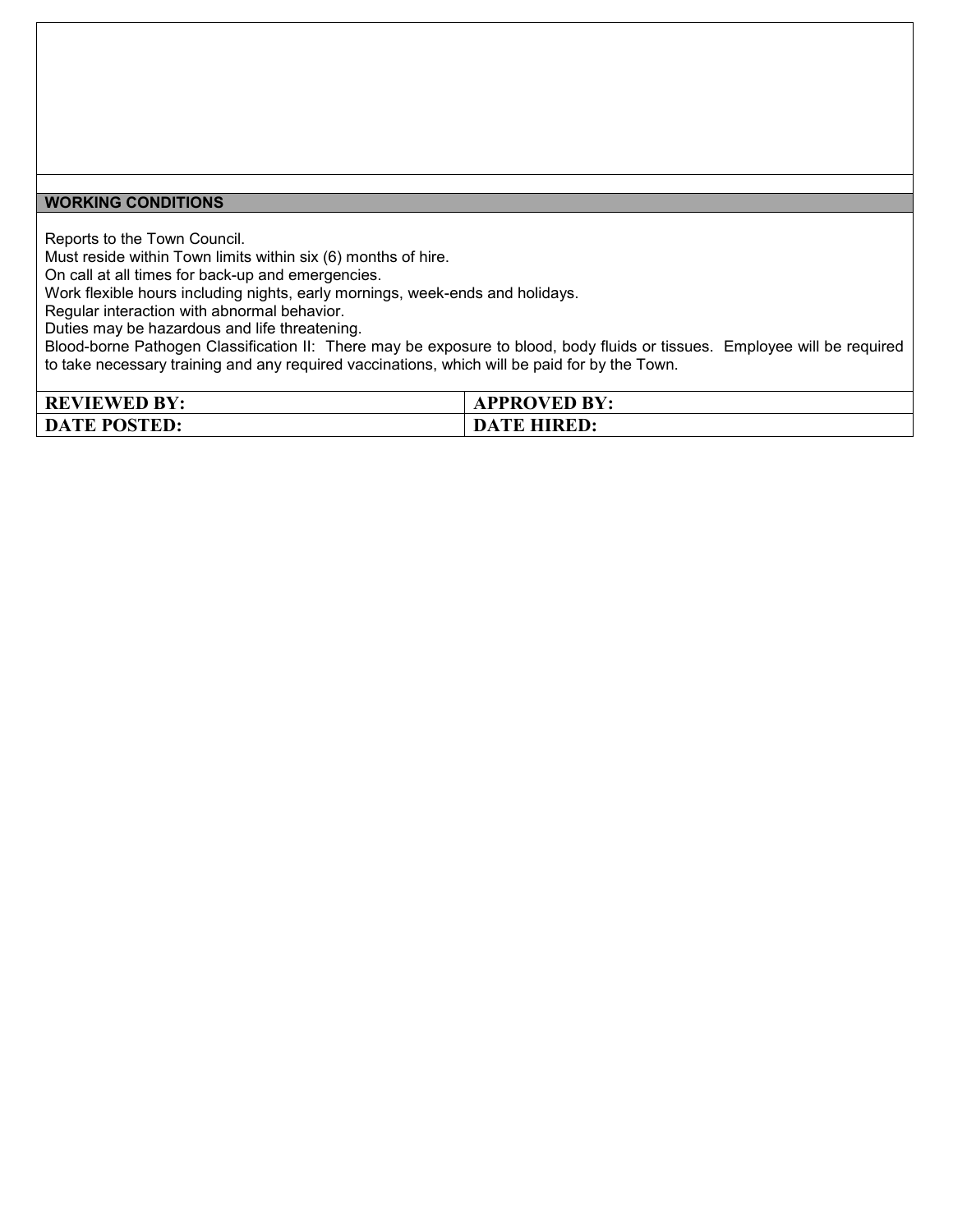## WORKING CONDITIONS

Reports to the Town Council.
Must reside within Town limits within six (6) months of hire.
On call at all times for back-up and emergencies.
Work flexible hours including nights, early mornings, week-ends and holidays.
Regular interaction with abnormal behavior.
Duties may be hazardous and life threatening.
Blood-borne Pathogen Classification II: There may be exposure to blood, body fluids or tissues. Employee will be required to take necessary training and any required vaccinations, which will be paid for by the Town.

| | |
|---|---|
| **REVIEWED BY:** | **APPROVED BY:** |
| **DATE POSTED:** | **DATE HIRED:** |